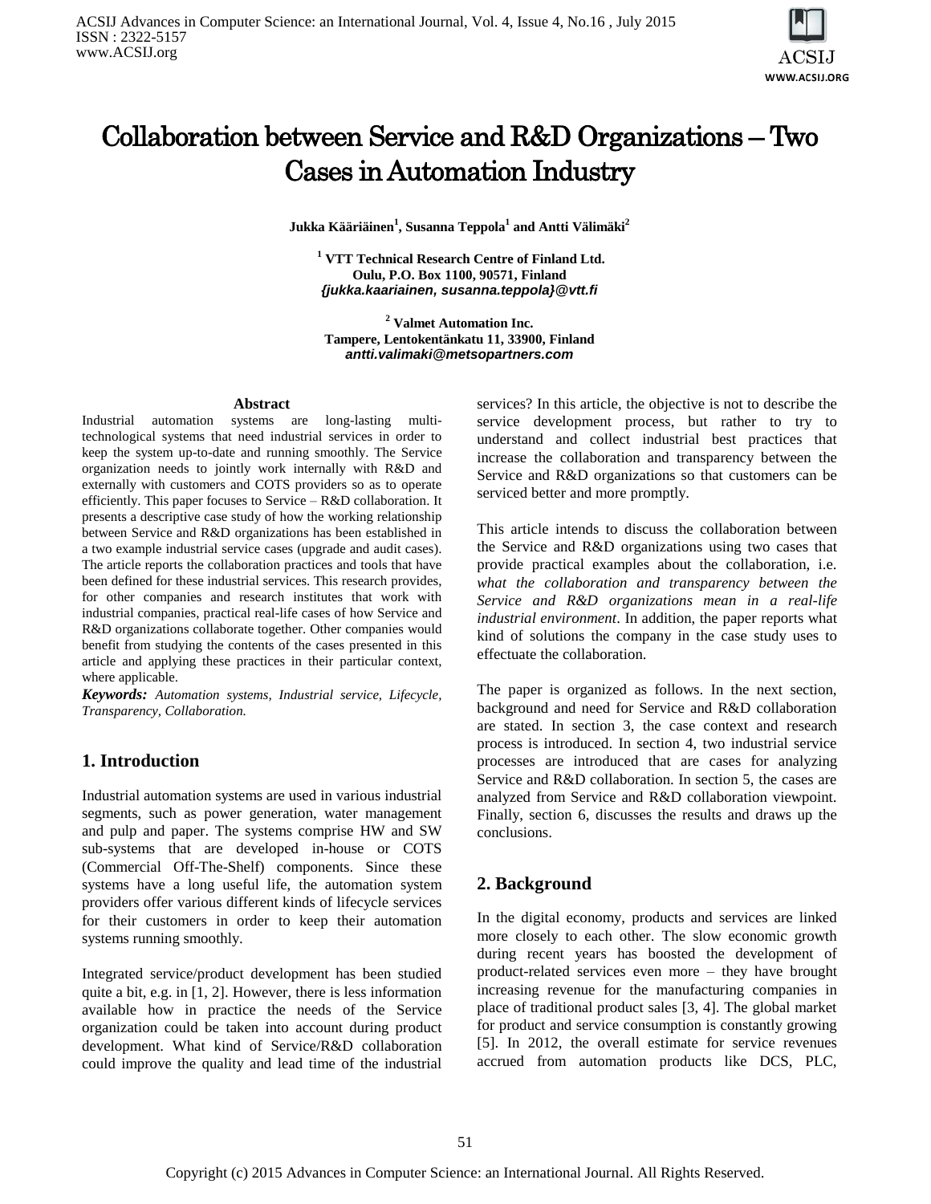# Collaboration between Service and R&D Organizations – Two Cases in Automation Industry

**Jukka Kääriäinen[1], Susanna Teppola[1] and Antti Välimäki[2]**

**[1] VTT Technical Research Centre of Finland Ltd.**
**Oulu, P.O. Box 1100, 90571, Finland**
***{jukka.kaariainen, susanna.teppola}@vtt.fi***

**[2] Valmet Automation Inc.**
**Tampere, Lentokentänkatu 11, 33900, Finland**
***antti.valimaki@metsopartners.com***

## Abstract

Industrial automation systems are long-lasting multi-technological systems that need industrial services in order to keep the system up-to-date and running smoothly. The Service organization needs to jointly work internally with R&D and externally with customers and COTS providers so as to operate efficiently. This paper focuses to Service – R&D collaboration. It presents a descriptive case study of how the working relationship between Service and R&D organizations has been established in a two example industrial service cases (upgrade and audit cases). The article reports the collaboration practices and tools that have been defined for these industrial services. This research provides, for other companies and research institutes that work with industrial companies, practical real-life cases of how Service and R&D organizations collaborate together. Other companies would benefit from studying the contents of the cases presented in this article and applying these practices in their particular context, where applicable.

***Keywords:*** *Automation systems, Industrial service, Lifecycle, Transparency, Collaboration.*

## 1. Introduction

Industrial automation systems are used in various industrial segments, such as power generation, water management and pulp and paper. The systems comprise HW and SW sub-systems that are developed in-house or COTS (Commercial Off-The-Shelf) components. Since these systems have a long useful life, the automation system providers offer various different kinds of lifecycle services for their customers in order to keep their automation systems running smoothly.

Integrated service/product development has been studied quite a bit, e.g. in [1, 2]. However, there is less information available how in practice the needs of the Service organization could be taken into account during product development. What kind of Service/R&D collaboration could improve the quality and lead time of the industrial services? In this article, the objective is not to describe the service development process, but rather to try to understand and collect industrial best practices that increase the collaboration and transparency between the Service and R&D organizations so that customers can be serviced better and more promptly.

This article intends to discuss the collaboration between the Service and R&D organizations using two cases that provide practical examples about the collaboration, i.e. *what the collaboration and transparency between the Service and R&D organizations mean in a real-life industrial environment*. In addition, the paper reports what kind of solutions the company in the case study uses to effectuate the collaboration.

The paper is organized as follows. In the next section, background and need for Service and R&D collaboration are stated. In section 3, the case context and research process is introduced. In section 4, two industrial service processes are introduced that are cases for analyzing Service and R&D collaboration. In section 5, the cases are analyzed from Service and R&D collaboration viewpoint. Finally, section 6, discusses the results and draws up the conclusions.

## 2. Background

In the digital economy, products and services are linked more closely to each other. The slow economic growth during recent years has boosted the development of product-related services even more – they have brought increasing revenue for the manufacturing companies in place of traditional product sales [3, 4]. The global market for product and service consumption is constantly growing [5]. In 2012, the overall estimate for service revenues accrued from automation products like DCS, PLC,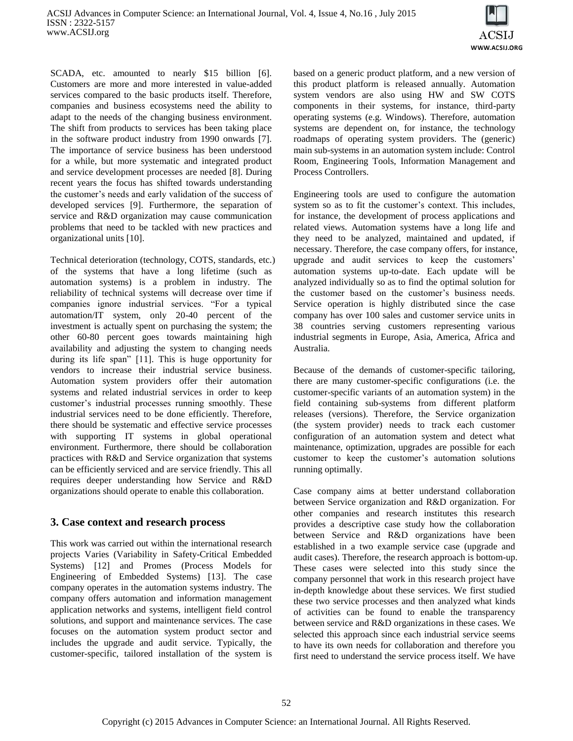SCADA, etc. amounted to nearly $15 billion [6]. Customers are more and more interested in value-added services compared to the basic products itself. Therefore, companies and business ecosystems need the ability to adapt to the needs of the changing business environment. The shift from products to services has been taking place in the software product industry from 1990 onwards [7]. The importance of service business has been understood for a while, but more systematic and integrated product and service development processes are needed [8]. During recent years the focus has shifted towards understanding the customer's needs and early validation of the success of developed services [9]. Furthermore, the separation of service and R&D organization may cause communication problems that need to be tackled with new practices and organizational units [10].

Technical deterioration (technology, COTS, standards, etc.) of the systems that have a long lifetime (such as automation systems) is a problem in industry. The reliability of technical systems will decrease over time if companies ignore industrial services. "For a typical automation/IT system, only 20-40 percent of the investment is actually spent on purchasing the system; the other 60-80 percent goes towards maintaining high availability and adjusting the system to changing needs during its life span" [11]. This is huge opportunity for vendors to increase their industrial service business. Automation system providers offer their automation systems and related industrial services in order to keep customer's industrial processes running smoothly. These industrial services need to be done efficiently. Therefore, there should be systematic and effective service processes with supporting IT systems in global operational environment. Furthermore, there should be collaboration practices with R&D and Service organization that systems can be efficiently serviced and are service friendly. This all requires deeper understanding how Service and R&D organizations should operate to enable this collaboration.

## 3. Case context and research process

This work was carried out within the international research projects Varies (Variability in Safety-Critical Embedded Systems) [12] and Promes (Process Models for Engineering of Embedded Systems) [13]. The case company operates in the automation systems industry. The company offers automation and information management application networks and systems, intelligent field control solutions, and support and maintenance services. The case focuses on the automation system product sector and includes the upgrade and audit service. Typically, the customer-specific, tailored installation of the system is based on a generic product platform, and a new version of this product platform is released annually. Automation system vendors are also using HW and SW COTS components in their systems, for instance, third-party operating systems (e.g. Windows). Therefore, automation systems are dependent on, for instance, the technology roadmaps of operating system providers. The (generic) main sub-systems in an automation system include: Control Room, Engineering Tools, Information Management and Process Controllers.

Engineering tools are used to configure the automation system so as to fit the customer's context. This includes, for instance, the development of process applications and related views. Automation systems have a long life and they need to be analyzed, maintained and updated, if necessary. Therefore, the case company offers, for instance, upgrade and audit services to keep the customers' automation systems up-to-date. Each update will be analyzed individually so as to find the optimal solution for the customer based on the customer's business needs. Service operation is highly distributed since the case company has over 100 sales and customer service units in 38 countries serving customers representing various industrial segments in Europe, Asia, America, Africa and Australia.

Because of the demands of customer-specific tailoring, there are many customer-specific configurations (i.e. the customer-specific variants of an automation system) in the field containing sub-systems from different platform releases (versions). Therefore, the Service organization (the system provider) needs to track each customer configuration of an automation system and detect what maintenance, optimization, upgrades are possible for each customer to keep the customer's automation solutions running optimally.

Case company aims at better understand collaboration between Service organization and R&D organization. For other companies and research institutes this research provides a descriptive case study how the collaboration between Service and R&D organizations have been established in a two example service case (upgrade and audit cases). Therefore, the research approach is bottom-up. These cases were selected into this study since the company personnel that work in this research project have in-depth knowledge about these services. We first studied these two service processes and then analyzed what kinds of activities can be found to enable the transparency between service and R&D organizations in these cases. We selected this approach since each industrial service seems to have its own needs for collaboration and therefore you first need to understand the service process itself. We have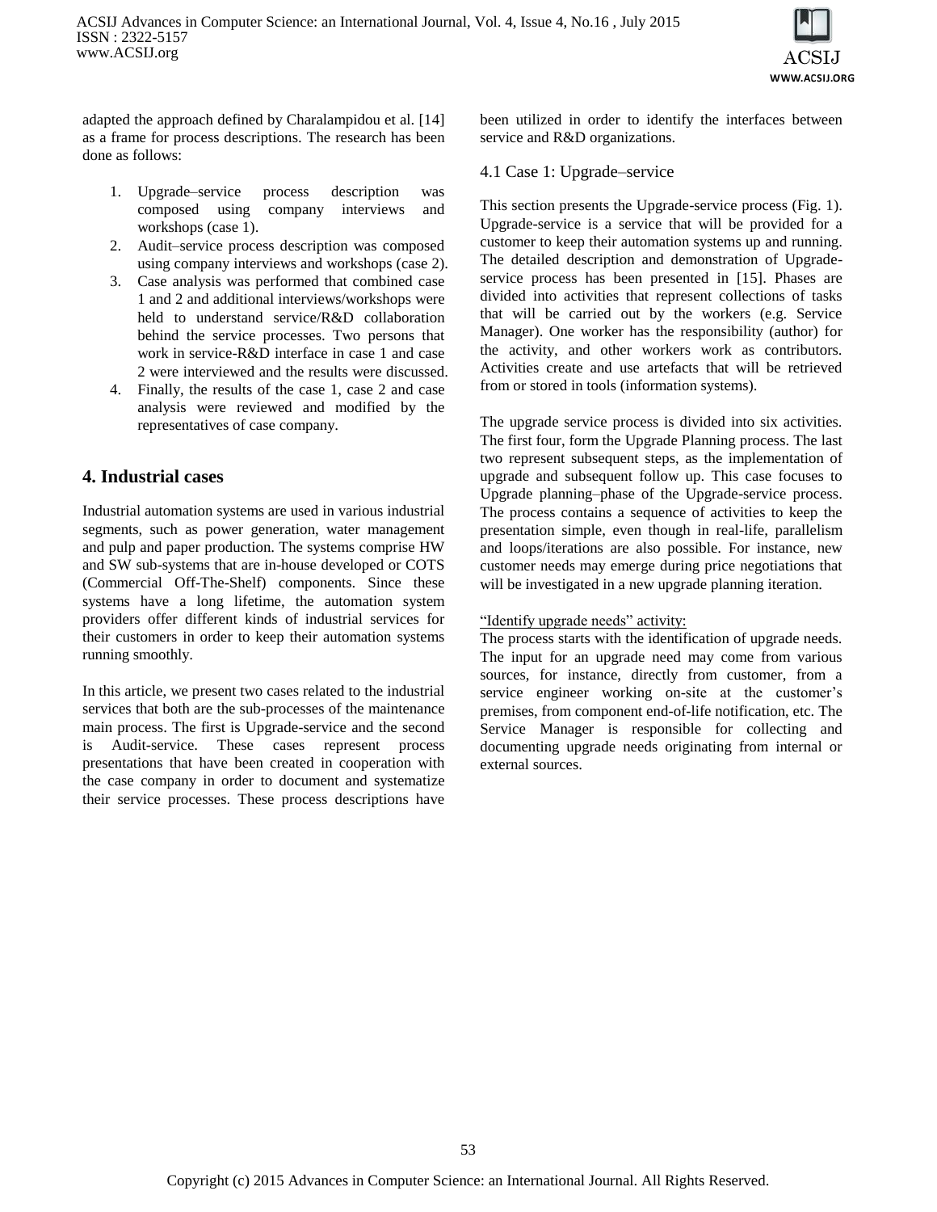adapted the approach defined by Charalampidou et al. [14] as a frame for process descriptions. The research has been done as follows:

1. Upgrade–service process description was composed using company interviews and workshops (case 1).
2. Audit–service process description was composed using company interviews and workshops (case 2).
3. Case analysis was performed that combined case 1 and 2 and additional interviews/workshops were held to understand service/R&D collaboration behind the service processes. Two persons that work in service-R&D interface in case 1 and case 2 were interviewed and the results were discussed.
4. Finally, the results of the case 1, case 2 and case analysis were reviewed and modified by the representatives of case company.

## 4. Industrial cases

Industrial automation systems are used in various industrial segments, such as power generation, water management and pulp and paper production. The systems comprise HW and SW sub-systems that are in-house developed or COTS (Commercial Off-The-Shelf) components. Since these systems have a long lifetime, the automation system providers offer different kinds of industrial services for their customers in order to keep their automation systems running smoothly.

In this article, we present two cases related to the industrial services that both are the sub-processes of the maintenance main process. The first is Upgrade-service and the second is Audit-service. These cases represent process presentations that have been created in cooperation with the case company in order to document and systematize their service processes. These process descriptions have been utilized in order to identify the interfaces between service and R&D organizations.

### 4.1 Case 1: Upgrade–service

This section presents the Upgrade-service process (Fig. 1). Upgrade-service is a service that will be provided for a customer to keep their automation systems up and running. The detailed description and demonstration of Upgrade-service process has been presented in [15]. Phases are divided into activities that represent collections of tasks that will be carried out by the workers (e.g. Service Manager). One worker has the responsibility (author) for the activity, and other workers work as contributors. Activities create and use artefacts that will be retrieved from or stored in tools (information systems).

The upgrade service process is divided into six activities. The first four, form the Upgrade Planning process. The last two represent subsequent steps, as the implementation of upgrade and subsequent follow up. This case focuses to Upgrade planning–phase of the Upgrade-service process. The process contains a sequence of activities to keep the presentation simple, even though in real-life, parallelism and loops/iterations are also possible. For instance, new customer needs may emerge during price negotiations that will be investigated in a new upgrade planning iteration.

"Identify upgrade needs" activity:

The process starts with the identification of upgrade needs. The input for an upgrade need may come from various sources, for instance, directly from customer, from a service engineer working on-site at the customer's premises, from component end-of-life notification, etc. The Service Manager is responsible for collecting and documenting upgrade needs originating from internal or external sources.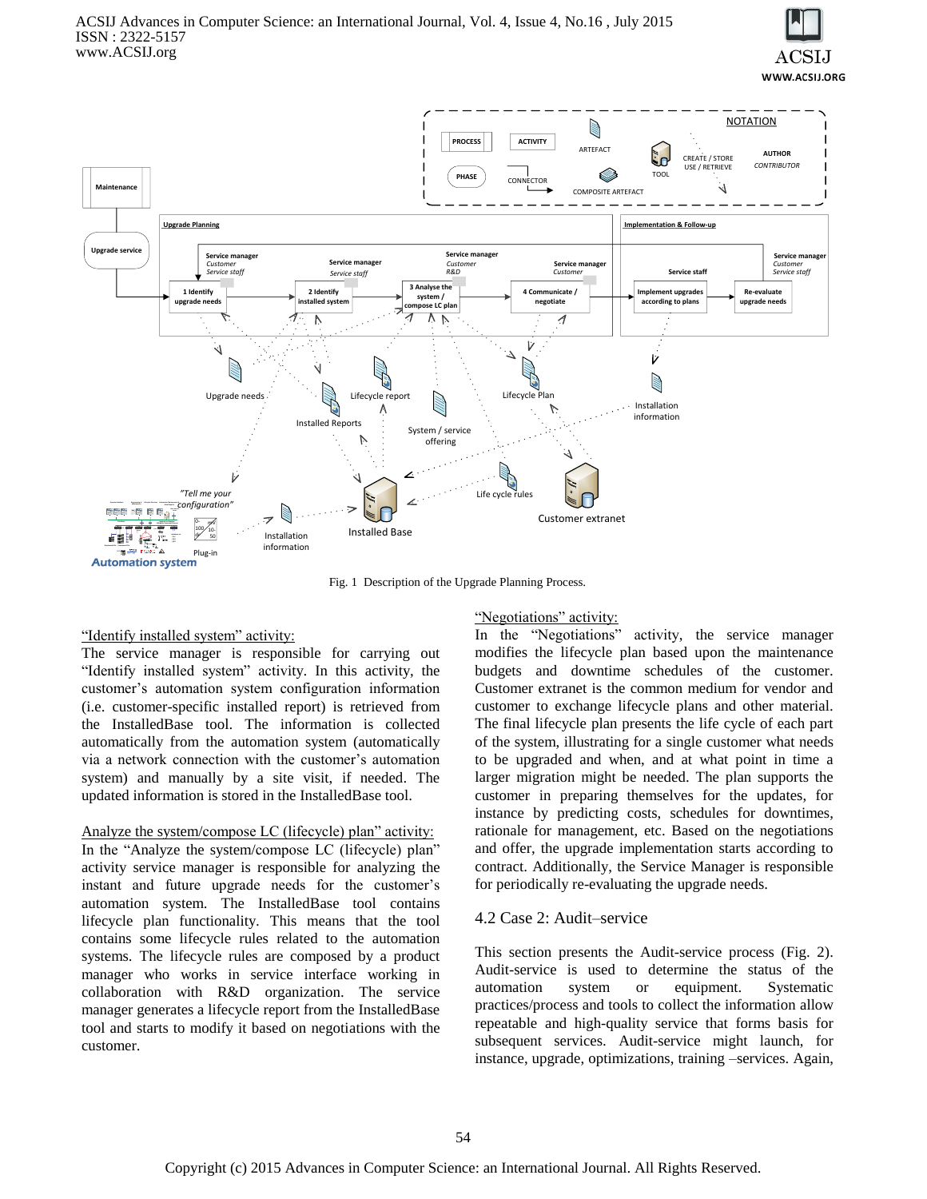Fig. 1 Description of the Upgrade Planning Process.

"Identify installed system" activity:

The service manager is responsible for carrying out "Identify installed system" activity. In this activity, the customer's automation system configuration information (i.e. customer-specific installed report) is retrieved from the InstalledBase tool. The information is collected automatically from the automation system (automatically via a network connection with the customer's automation system) and manually by a site visit, if needed. The updated information is stored in the InstalledBase tool.

Analyze the system/compose LC (lifecycle) plan" activity:

In the "Analyze the system/compose LC (lifecycle) plan" activity service manager is responsible for analyzing the instant and future upgrade needs for the customer's automation system. The InstalledBase tool contains lifecycle plan functionality. This means that the tool contains some lifecycle rules related to the automation systems. The lifecycle rules are composed by a product manager who works in service interface working in collaboration with R&D organization. The service manager generates a lifecycle report from the InstalledBase tool and starts to modify it based on negotiations with the customer.

"Negotiations" activity:

In the "Negotiations" activity, the service manager modifies the lifecycle plan based upon the maintenance budgets and downtime schedules of the customer. Customer extranet is the common medium for vendor and customer to exchange lifecycle plans and other material. The final lifecycle plan presents the life cycle of each part of the system, illustrating for a single customer what needs to be upgraded and when, and at what point in time a larger migration might be needed. The plan supports the customer in preparing themselves for the updates, for instance by predicting costs, schedules for downtimes, rationale for management, etc. Based on the negotiations and offer, the upgrade implementation starts according to contract. Additionally, the Service Manager is responsible for periodically re-evaluating the upgrade needs.

## 4.2 Case 2: Audit–service

This section presents the Audit-service process (Fig. 2). Audit-service is used to determine the status of the automation system or equipment. Systematic practices/process and tools to collect the information allow repeatable and high-quality service that forms basis for subsequent services. Audit-service might launch, for instance, upgrade, optimizations, training –services. Again,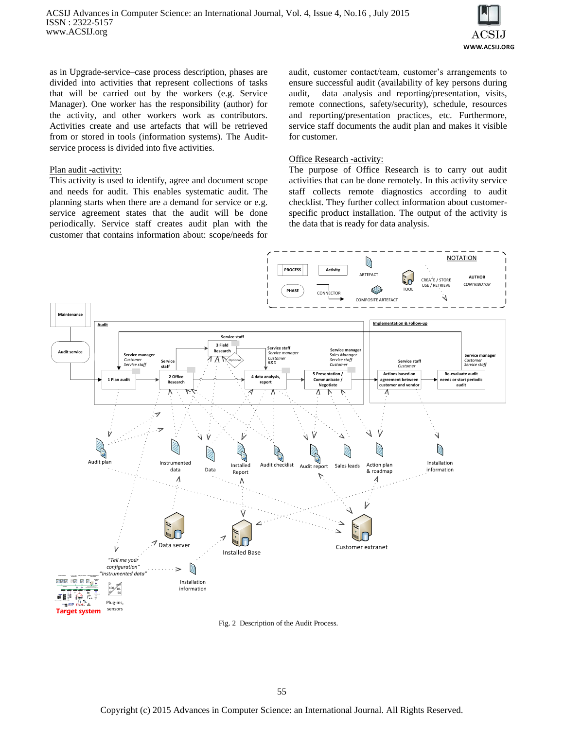as in Upgrade-service–case process description, phases are divided into activities that represent collections of tasks that will be carried out by the workers (e.g. Service Manager). One worker has the responsibility (author) for the activity, and other workers work as contributors. Activities create and use artefacts that will be retrieved from or stored in tools (information systems). The Audit-service process is divided into five activities.

Plan audit -activity:

This activity is used to identify, agree and document scope and needs for audit. This enables systematic audit. The planning starts when there are a demand for service or e.g. service agreement states that the audit will be done periodically. Service staff creates audit plan with the customer that contains information about: scope/needs for audit, customer contact/team, customer's arrangements to ensure successful audit (availability of key persons during audit, data analysis and reporting/presentation, visits, remote connections, safety/security), schedule, resources and reporting/presentation practices, etc. Furthermore, service staff documents the audit plan and makes it visible for customer.

Office Research -activity:

The purpose of Office Research is to carry out audit activities that can be done remotely. In this activity service staff collects remote diagnostics according to audit checklist. They further collect information about customer-specific product installation. The output of the activity is the data that is ready for data analysis.

Fig. 2 Description of the Audit Process.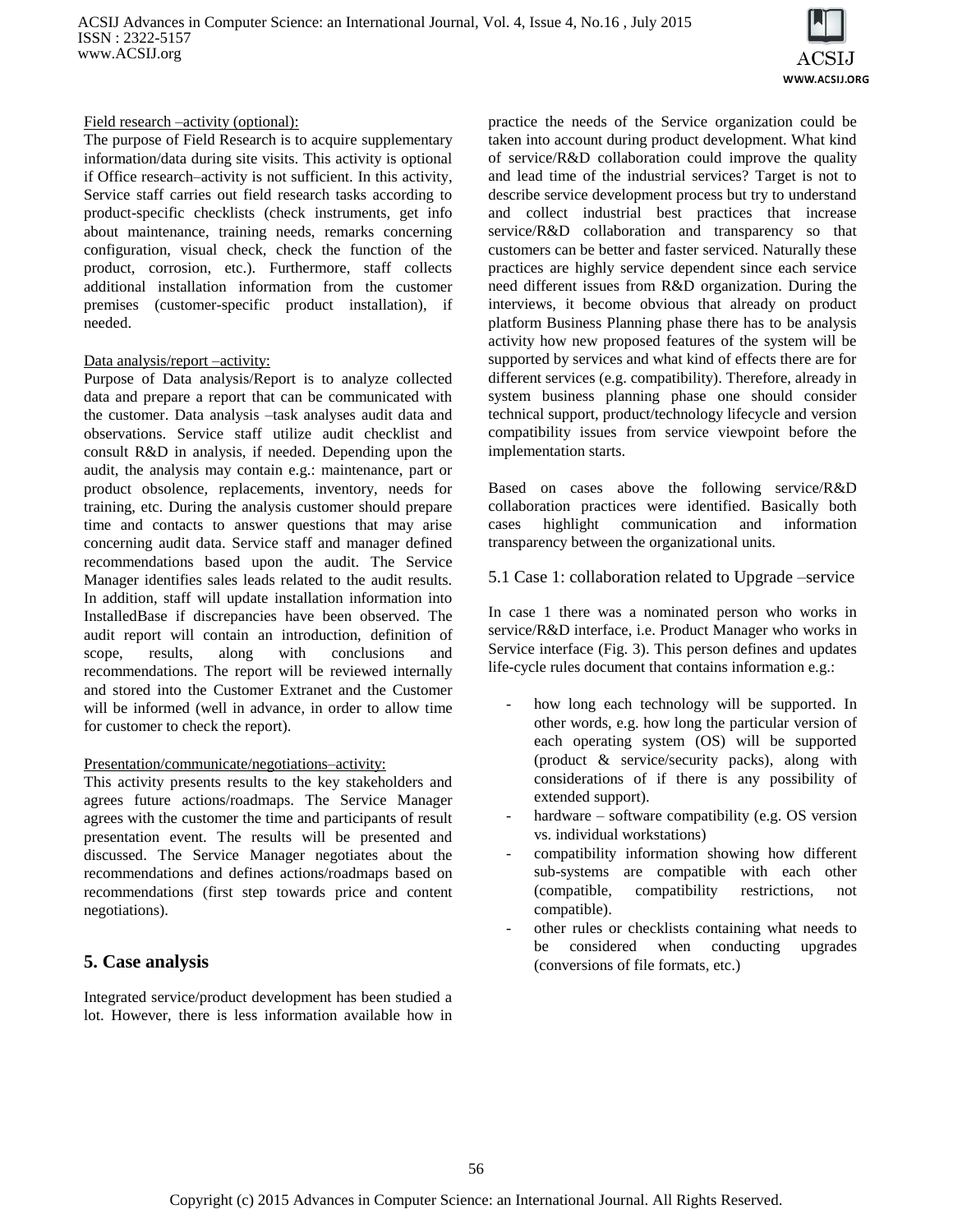Field research –activity (optional):

The purpose of Field Research is to acquire supplementary information/data during site visits. This activity is optional if Office research–activity is not sufficient. In this activity, Service staff carries out field research tasks according to product-specific checklists (check instruments, get info about maintenance, training needs, remarks concerning configuration, visual check, check the function of the product, corrosion, etc.). Furthermore, staff collects additional installation information from the customer premises (customer-specific product installation), if needed.

Data analysis/report –activity:

Purpose of Data analysis/Report is to analyze collected data and prepare a report that can be communicated with the customer. Data analysis –task analyses audit data and observations. Service staff utilize audit checklist and consult R&D in analysis, if needed. Depending upon the audit, the analysis may contain e.g.: maintenance, part or product obsolence, replacements, inventory, needs for training, etc. During the analysis customer should prepare time and contacts to answer questions that may arise concerning audit data. Service staff and manager defined recommendations based upon the audit. The Service Manager identifies sales leads related to the audit results. In addition, staff will update installation information into InstalledBase if discrepancies have been observed. The audit report will contain an introduction, definition of scope, results, along with conclusions and recommendations. The report will be reviewed internally and stored into the Customer Extranet and the Customer will be informed (well in advance, in order to allow time for customer to check the report).

Presentation/communicate/negotiations–activity:

This activity presents results to the key stakeholders and agrees future actions/roadmaps. The Service Manager agrees with the customer the time and participants of result presentation event. The results will be presented and discussed. The Service Manager negotiates about the recommendations and defines actions/roadmaps based on recommendations (first step towards price and content negotiations).

## 5. Case analysis

Integrated service/product development has been studied a lot. However, there is less information available how in practice the needs of the Service organization could be taken into account during product development. What kind of service/R&D collaboration could improve the quality and lead time of the industrial services? Target is not to describe service development process but try to understand and collect industrial best practices that increase service/R&D collaboration and transparency so that customers can be better and faster serviced. Naturally these practices are highly service dependent since each service need different issues from R&D organization. During the interviews, it become obvious that already on product platform Business Planning phase there has to be analysis activity how new proposed features of the system will be supported by services and what kind of effects there are for different services (e.g. compatibility). Therefore, already in system business planning phase one should consider technical support, product/technology lifecycle and version compatibility issues from service viewpoint before the implementation starts.

Based on cases above the following service/R&D collaboration practices were identified. Basically both cases highlight communication and information transparency between the organizational units.

### 5.1 Case 1: collaboration related to Upgrade –service

In case 1 there was a nominated person who works in service/R&D interface, i.e. Product Manager who works in Service interface (Fig. 3). This person defines and updates life-cycle rules document that contains information e.g.:

- how long each technology will be supported. In other words, e.g. how long the particular version of each operating system (OS) will be supported (product & service/security packs), along with considerations of if there is any possibility of extended support).
- hardware – software compatibility (e.g. OS version vs. individual workstations)
- compatibility information showing how different sub-systems are compatible with each other (compatible, compatibility restrictions, not compatible).
- other rules or checklists containing what needs to be considered when conducting upgrades (conversions of file formats, etc.)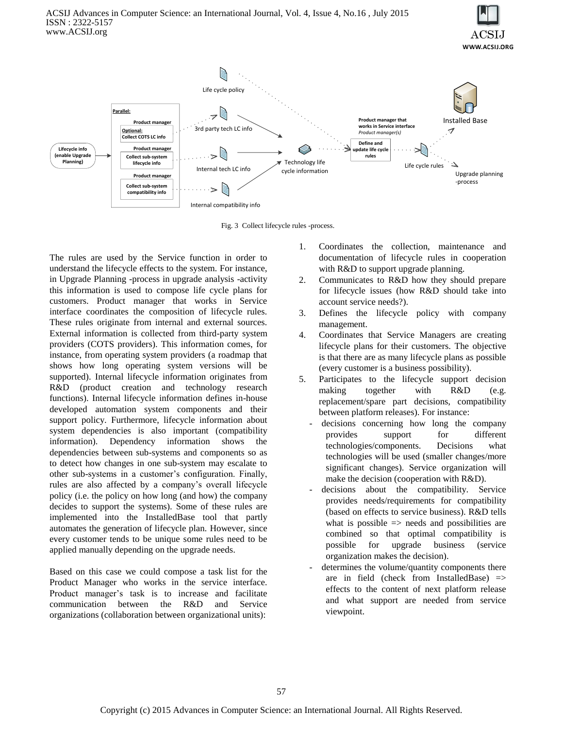Fig. 3 Collect lifecycle rules -process.

The rules are used by the Service function in order to understand the lifecycle effects to the system. For instance, in Upgrade Planning -process in upgrade analysis -activity this information is used to compose life cycle plans for customers. Product manager that works in Service interface coordinates the composition of lifecycle rules. These rules originate from internal and external sources. External information is collected from third-party system providers (COTS providers). This information comes, for instance, from operating system providers (a roadmap that shows how long operating system versions will be supported). Internal lifecycle information originates from R&D (product creation and technology research functions). Internal lifecycle information defines in-house developed automation system components and their support policy. Furthermore, lifecycle information about system dependencies is also important (compatibility information). Dependency information shows the dependencies between sub-systems and components so as to detect how changes in one sub-system may escalate to other sub-systems in a customer's configuration. Finally, rules are also affected by a company's overall lifecycle policy (i.e. the policy on how long (and how) the company decides to support the systems). Some of these rules are implemented into the InstalledBase tool that partly automates the generation of lifecycle plan. However, since every customer tends to be unique some rules need to be applied manually depending on the upgrade needs.

Based on this case we could compose a task list for the Product Manager who works in the service interface. Product manager's task is to increase and facilitate communication between the R&D and Service organizations (collaboration between organizational units):

1. Coordinates the collection, maintenance and documentation of lifecycle rules in cooperation with R&D to support upgrade planning.
2. Communicates to R&D how they should prepare for lifecycle issues (how R&D should take into account service needs?).
3. Defines the lifecycle policy with company management.
4. Coordinates that Service Managers are creating lifecycle plans for their customers. The objective is that there are as many lifecycle plans as possible (every customer is a business possibility).
5. Participates to the lifecycle support decision making together with R&D (e.g. replacement/spare part decisions, compatibility between platform releases). For instance:
   - decisions concerning how long the company provides support for different technologies/components. Decisions what technologies will be used (smaller changes/more significant changes). Service organization will make the decision (cooperation with R&D).
   - decisions about the compatibility. Service provides needs/requirements for compatibility (based on effects to service business). R&D tells what is possible => needs and possibilities are combined so that optimal compatibility is possible for upgrade business (service organization makes the decision).
   - determines the volume/quantity components there are in field (check from InstalledBase) => effects to the content of next platform release and what support are needed from service viewpoint.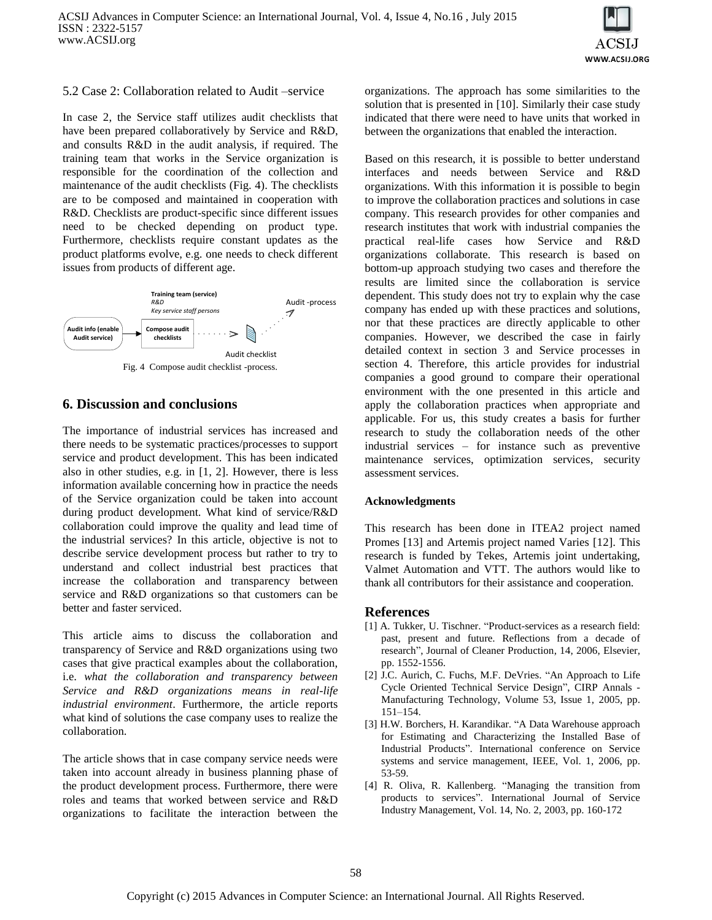### 5.2 Case 2: Collaboration related to Audit –service

In case 2, the Service staff utilizes audit checklists that have been prepared collaboratively by Service and R&D, and consults R&D in the audit analysis, if required. The training team that works in the Service organization is responsible for the coordination of the collection and maintenance of the audit checklists (Fig. 4). The checklists are to be composed and maintained in cooperation with R&D. Checklists are product-specific since different issues need to be checked depending on product type. Furthermore, checklists require constant updates as the product platforms evolve, e.g. one needs to check different issues from products of different age.

**Training team (service)**
*R&D*
*Key service staff persons*

Audit info (enable Audit service) → Compose audit checklists → Audit checklist → Audit -process

Fig. 4 Compose audit checklist -process.

## 6. Discussion and conclusions

The importance of industrial services has increased and there needs to be systematic practices/processes to support service and product development. This has been indicated also in other studies, e.g. in [1, 2]. However, there is less information available concerning how in practice the needs of the Service organization could be taken into account during product development. What kind of service/R&D collaboration could improve the quality and lead time of the industrial services? In this article, objective is not to describe service development process but rather to try to understand and collect industrial best practices that increase the collaboration and transparency between service and R&D organizations so that customers can be better and faster serviced.

This article aims to discuss the collaboration and transparency of Service and R&D organizations using two cases that give practical examples about the collaboration, i.e. *what the collaboration and transparency between Service and R&D organizations means in real-life industrial environment*. Furthermore, the article reports what kind of solutions the case company uses to realize the collaboration.

The article shows that in case company service needs were taken into account already in business planning phase of the product development process. Furthermore, there were roles and teams that worked between service and R&D organizations to facilitate the interaction between the organizations. The approach has some similarities to the solution that is presented in [10]. Similarly their case study indicated that there were need to have units that worked in between the organizations that enabled the interaction.

Based on this research, it is possible to better understand interfaces and needs between Service and R&D organizations. With this information it is possible to begin to improve the collaboration practices and solutions in case company. This research provides for other companies and research institutes that work with industrial companies the practical real-life cases how Service and R&D organizations collaborate. This research is based on bottom-up approach studying two cases and therefore the results are limited since the collaboration is service dependent. This study does not try to explain why the case company has ended up with these practices and solutions, nor that these practices are directly applicable to other companies. However, we described the case in fairly detailed context in section 3 and Service processes in section 4. Therefore, this article provides for industrial companies a good ground to compare their operational environment with the one presented in this article and apply the collaboration practices when appropriate and applicable. For us, this study creates a basis for further research to study the collaboration needs of the other industrial services – for instance such as preventive maintenance services, optimization services, security assessment services.

#### Acknowledgments

This research has been done in ITEA2 project named Promes [13] and Artemis project named Varies [12]. This research is funded by Tekes, Artemis joint undertaking, Valmet Automation and VTT. The authors would like to thank all contributors for their assistance and cooperation.

## References

[1] A. Tukker, U. Tischner. "Product-services as a research field: past, present and future. Reflections from a decade of research", Journal of Cleaner Production, 14, 2006, Elsevier, pp. 1552-1556.

[2] J.C. Aurich, C. Fuchs, M.F. DeVries. "An Approach to Life Cycle Oriented Technical Service Design", CIRP Annals - Manufacturing Technology, Volume 53, Issue 1, 2005, pp. 151–154.

[3] H.W. Borchers, H. Karandikar. "A Data Warehouse approach for Estimating and Characterizing the Installed Base of Industrial Products". International conference on Service systems and service management, IEEE, Vol. 1, 2006, pp. 53-59.

[4] R. Oliva, R. Kallenberg. "Managing the transition from products to services". International Journal of Service Industry Management, Vol. 14, No. 2, 2003, pp. 160-172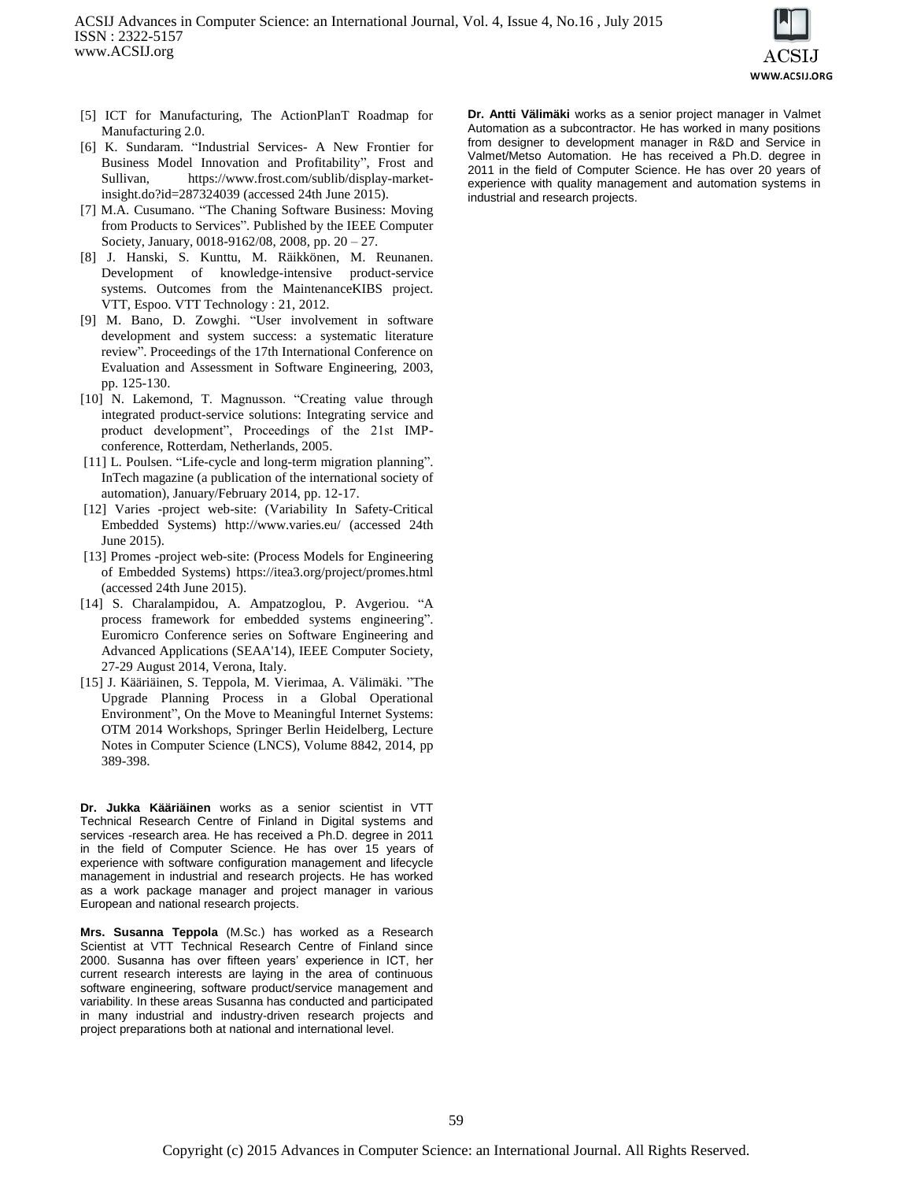[5] ICT for Manufacturing, The ActionPlanT Roadmap for Manufacturing 2.0.

[6] K. Sundaram. "Industrial Services- A New Frontier for Business Model Innovation and Profitability", Frost and Sullivan, https://www.frost.com/sublib/display-market-insight.do?id=287324039 (accessed 24th June 2015).

[7] M.A. Cusumano. "The Chaning Software Business: Moving from Products to Services". Published by the IEEE Computer Society, January, 0018-9162/08, 2008, pp. 20 – 27.

[8] J. Hanski, S. Kunttu, M. Räikkönen, M. Reunanen. Development of knowledge-intensive product-service systems. Outcomes from the MaintenanceKIBS project. VTT, Espoo. VTT Technology : 21, 2012.

[9] M. Bano, D. Zowghi. "User involvement in software development and system success: a systematic literature review". Proceedings of the 17th International Conference on Evaluation and Assessment in Software Engineering, 2003, pp. 125-130.

[10] N. Lakemond, T. Magnusson. "Creating value through integrated product-service solutions: Integrating service and product development", Proceedings of the 21st IMP-conference, Rotterdam, Netherlands, 2005.

[11] L. Poulsen. "Life-cycle and long-term migration planning". InTech magazine (a publication of the international society of automation), January/February 2014, pp. 12-17.

[12] Varies -project web-site: (Variability In Safety-Critical Embedded Systems) http://www.varies.eu/ (accessed 24th June 2015).

[13] Promes -project web-site: (Process Models for Engineering of Embedded Systems) https://itea3.org/project/promes.html (accessed 24th June 2015).

[14] S. Charalampidou, A. Ampatzoglou, P. Avgeriou. "A process framework for embedded systems engineering". Euromicro Conference series on Software Engineering and Advanced Applications (SEAA'14), IEEE Computer Society, 27-29 August 2014, Verona, Italy.

[15] J. Kääriäinen, S. Teppola, M. Vierimaa, A. Välimäki. "The Upgrade Planning Process in a Global Operational Environment", On the Move to Meaningful Internet Systems: OTM 2014 Workshops, Springer Berlin Heidelberg, Lecture Notes in Computer Science (LNCS), Volume 8842, 2014, pp 389-398.

**Dr. Jukka Kääriäinen** works as a senior scientist in VTT Technical Research Centre of Finland in Digital systems and services -research area. He has received a Ph.D. degree in 2011 in the field of Computer Science. He has over 15 years of experience with software configuration management and lifecycle management in industrial and research projects. He has worked as a work package manager and project manager in various European and national research projects.

**Mrs. Susanna Teppola** (M.Sc.) has worked as a Research Scientist at VTT Technical Research Centre of Finland since 2000. Susanna has over fifteen years' experience in ICT, her current research interests are laying in the area of continuous software engineering, software product/service management and variability. In these areas Susanna has conducted and participated in many industrial and industry-driven research projects and project preparations both at national and international level.

**Dr. Antti Välimäki** works as a senior project manager in Valmet Automation as a subcontractor. He has worked in many positions from designer to development manager in R&D and Service in Valmet/Metso Automation. He has received a Ph.D. degree in 2011 in the field of Computer Science. He has over 20 years of experience with quality management and automation systems in industrial and research projects.